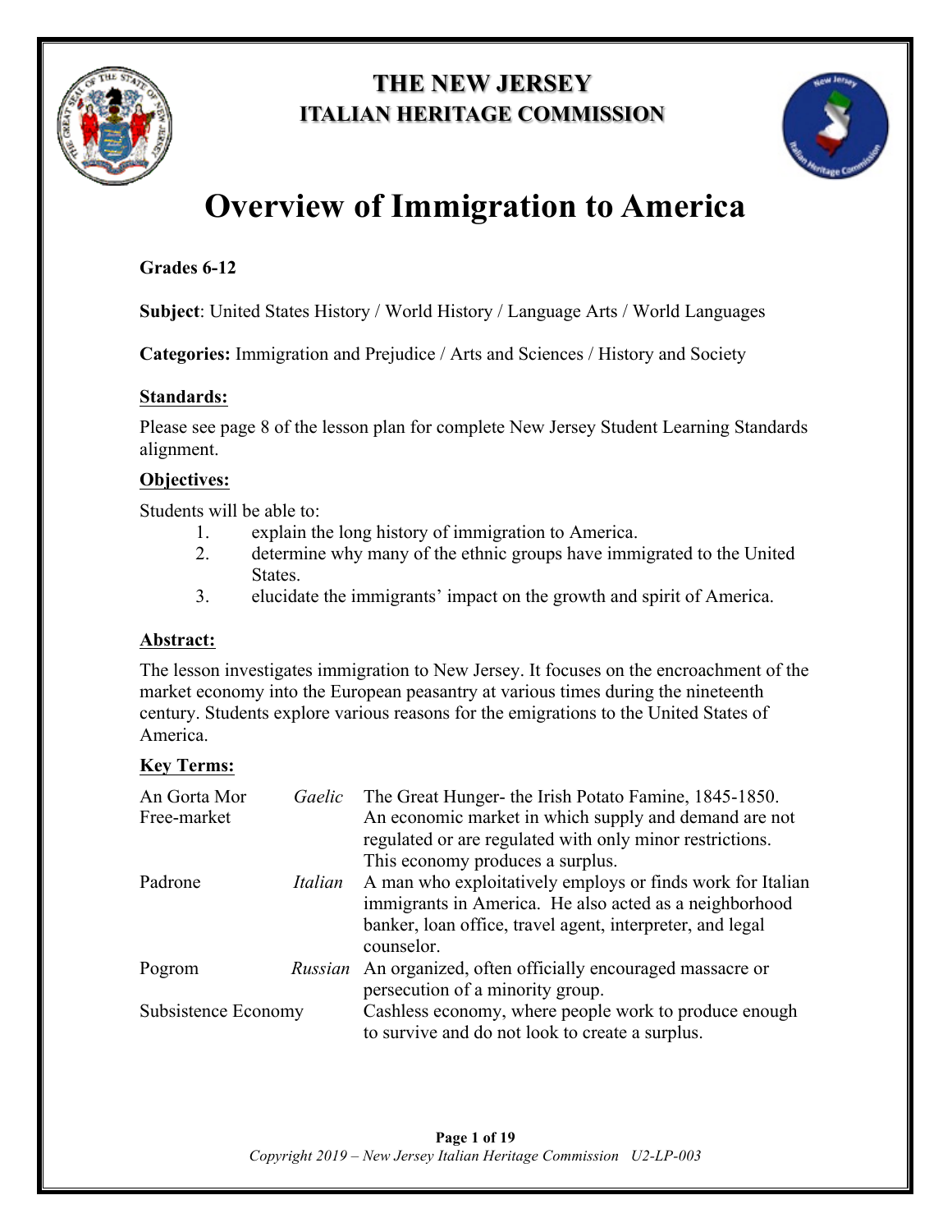# THE NEW JERSEY ITALIAN HERITAGE COMMISSION

# Overview of Immigration to America

**Grades 6-12**

**Subject**: United States History / World History / Language Arts / World Languages

**Categories:** Immigration and Prejudice / Arts and Sciences / History and Society

## Standards:

Please see page 8 of the lesson plan for complete New Jersey Student Learning Standards alignment.

## Objectives:

Students will be able to:

1. explain the long history of immigration to America.
2. determine why many of the ethnic groups have immigrated to the United States.
3. elucidate the immigrants' impact on the growth and spirit of America.

## Abstract:

The lesson investigates immigration to New Jersey. It focuses on the encroachment of the market economy into the European peasantry at various times during the nineteenth century. Students explore various reasons for the emigrations to the United States of America.

## Key Terms:

| Term | Language | Definition |
|---|---|---|
| An Gorta Mor | *Gaelic* | The Great Hunger- the Irish Potato Famine, 1845-1850. |
| Free-market | | An economic market in which supply and demand are not regulated or are regulated with only minor restrictions. This economy produces a surplus. |
| Padrone | *Italian* | A man who exploitatively employs or finds work for Italian immigrants in America. He also acted as a neighborhood banker, loan office, travel agent, interpreter, and legal counselor. |
| Pogrom | *Russian* | An organized, often officially encouraged massacre or persecution of a minority group. |
| Subsistence Economy | | Cashless economy, where people work to produce enough to survive and do not look to create a surplus. |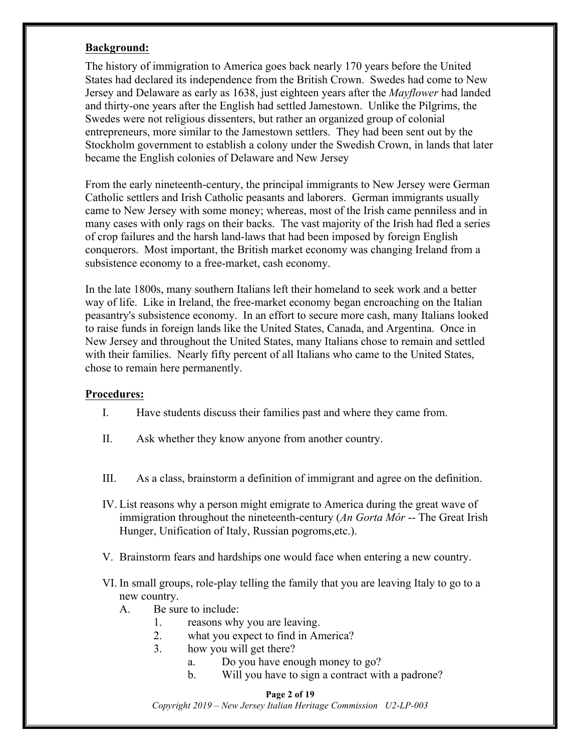**Background:**

The history of immigration to America goes back nearly 170 years before the United States had declared its independence from the British Crown. Swedes had come to New Jersey and Delaware as early as 1638, just eighteen years after the *Mayflower* had landed and thirty-one years after the English had settled Jamestown. Unlike the Pilgrims, the Swedes were not religious dissenters, but rather an organized group of colonial entrepreneurs, more similar to the Jamestown settlers. They had been sent out by the Stockholm government to establish a colony under the Swedish Crown, in lands that later became the English colonies of Delaware and New Jersey

From the early nineteenth-century, the principal immigrants to New Jersey were German Catholic settlers and Irish Catholic peasants and laborers. German immigrants usually came to New Jersey with some money; whereas, most of the Irish came penniless and in many cases with only rags on their backs. The vast majority of the Irish had fled a series of crop failures and the harsh land-laws that had been imposed by foreign English conquerors. Most important, the British market economy was changing Ireland from a subsistence economy to a free-market, cash economy.

In the late 1800s, many southern Italians left their homeland to seek work and a better way of life. Like in Ireland, the free-market economy began encroaching on the Italian peasantry's subsistence economy. In an effort to secure more cash, many Italians looked to raise funds in foreign lands like the United States, Canada, and Argentina. Once in New Jersey and throughout the United States, many Italians chose to remain and settled with their families. Nearly fifty percent of all Italians who came to the United States, chose to remain here permanently.

**Procedures:**

I. Have students discuss their families past and where they came from.

II. Ask whether they know anyone from another country.

III. As a class, brainstorm a definition of immigrant and agree on the definition.

IV. List reasons why a person might emigrate to America during the great wave of immigration throughout the nineteenth-century (*An Gorta Mór* -- The Great Irish Hunger, Unification of Italy, Russian pogroms,etc.).

V. Brainstorm fears and hardships one would face when entering a new country.

VI. In small groups, role-play telling the family that you are leaving Italy to go to a new country.
   - A. Be sure to include:
     1. reasons why you are leaving.
     2. what you expect to find in America?
     3. how you will get there?
        - a. Do you have enough money to go?
        - b. Will you have to sign a contract with a padrone?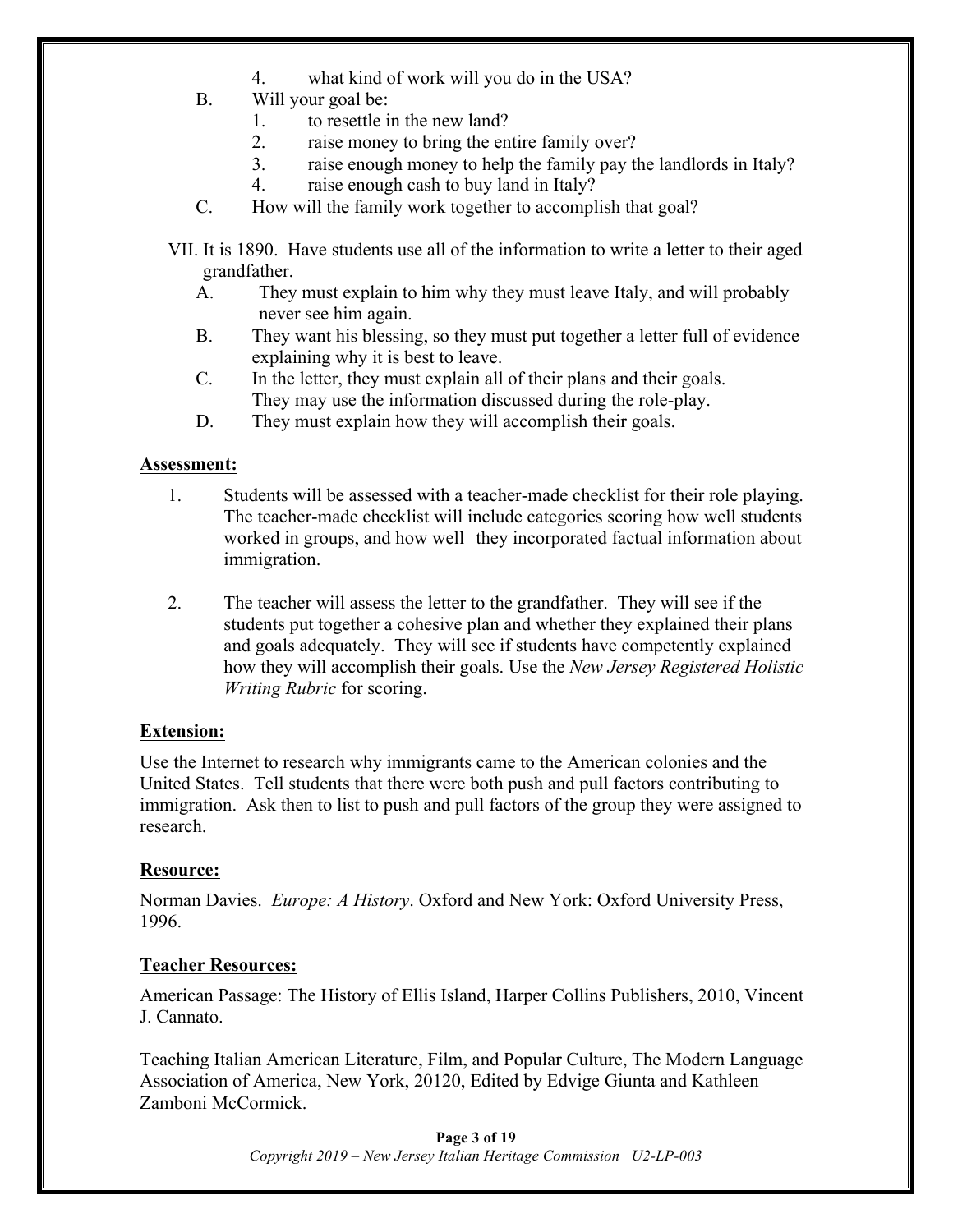4. what kind of work will you do in the USA?

B. Will your goal be:
   1. to resettle in the new land?
   2. raise money to bring the entire family over?
   3. raise enough money to help the family pay the landlords in Italy?
   4. raise enough cash to buy land in Italy?

C. How will the family work together to accomplish that goal?

VII. It is 1890. Have students use all of the information to write a letter to their aged grandfather.

A. They must explain to him why they must leave Italy, and will probably never see him again.

B. They want his blessing, so they must put together a letter full of evidence explaining why it is best to leave.

C. In the letter, they must explain all of their plans and their goals. They may use the information discussed during the role-play.

D. They must explain how they will accomplish their goals.

**Assessment:**

1. Students will be assessed with a teacher-made checklist for their role playing. The teacher-made checklist will include categories scoring how well students worked in groups, and how well they incorporated factual information about immigration.

2. The teacher will assess the letter to the grandfather. They will see if the students put together a cohesive plan and whether they explained their plans and goals adequately. They will see if students have competently explained how they will accomplish their goals. Use the *New Jersey Registered Holistic Writing Rubric* for scoring.

**Extension:**

Use the Internet to research why immigrants came to the American colonies and the United States. Tell students that there were both push and pull factors contributing to immigration. Ask then to list to push and pull factors of the group they were assigned to research.

**Resource:**

Norman Davies. *Europe: A History*. Oxford and New York: Oxford University Press, 1996.

**Teacher Resources:**

American Passage: The History of Ellis Island, Harper Collins Publishers, 2010, Vincent J. Cannato.

Teaching Italian American Literature, Film, and Popular Culture, The Modern Language Association of America, New York, 20120, Edited by Edvige Giunta and Kathleen Zamboni McCormick.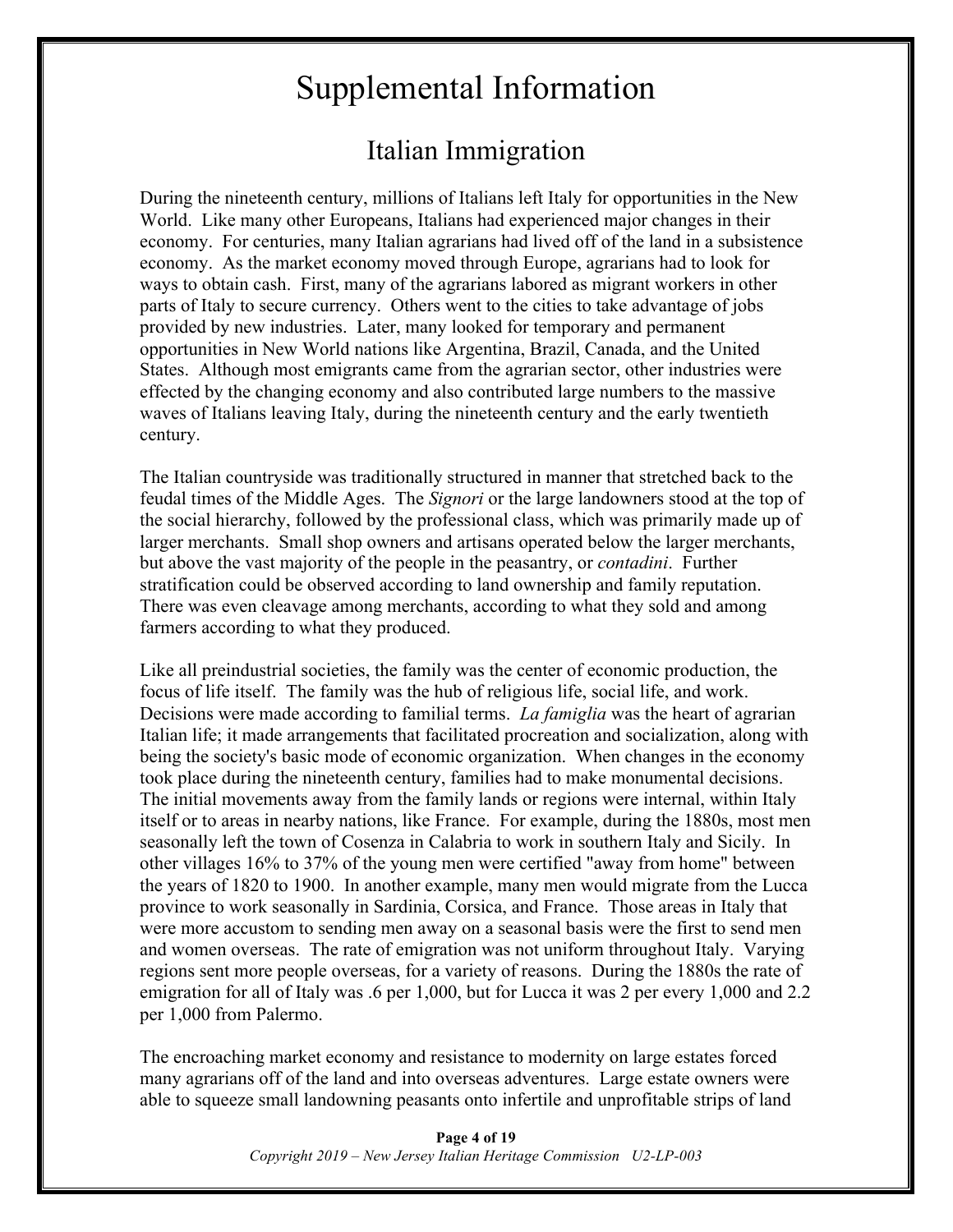# Supplemental Information

## Italian Immigration

During the nineteenth century, millions of Italians left Italy for opportunities in the New World. Like many other Europeans, Italians had experienced major changes in their economy. For centuries, many Italian agrarians had lived off of the land in a subsistence economy. As the market economy moved through Europe, agrarians had to look for ways to obtain cash. First, many of the agrarians labored as migrant workers in other parts of Italy to secure currency. Others went to the cities to take advantage of jobs provided by new industries. Later, many looked for temporary and permanent opportunities in New World nations like Argentina, Brazil, Canada, and the United States. Although most emigrants came from the agrarian sector, other industries were effected by the changing economy and also contributed large numbers to the massive waves of Italians leaving Italy, during the nineteenth century and the early twentieth century.

The Italian countryside was traditionally structured in manner that stretched back to the feudal times of the Middle Ages. The *Signori* or the large landowners stood at the top of the social hierarchy, followed by the professional class, which was primarily made up of larger merchants. Small shop owners and artisans operated below the larger merchants, but above the vast majority of the people in the peasantry, or *contadini*. Further stratification could be observed according to land ownership and family reputation. There was even cleavage among merchants, according to what they sold and among farmers according to what they produced.

Like all preindustrial societies, the family was the center of economic production, the focus of life itself. The family was the hub of religious life, social life, and work. Decisions were made according to familial terms. *La famiglia* was the heart of agrarian Italian life; it made arrangements that facilitated procreation and socialization, along with being the society's basic mode of economic organization. When changes in the economy took place during the nineteenth century, families had to make monumental decisions. The initial movements away from the family lands or regions were internal, within Italy itself or to areas in nearby nations, like France. For example, during the 1880s, most men seasonally left the town of Cosenza in Calabria to work in southern Italy and Sicily. In other villages 16% to 37% of the young men were certified "away from home" between the years of 1820 to 1900. In another example, many men would migrate from the Lucca province to work seasonally in Sardinia, Corsica, and France. Those areas in Italy that were more accustom to sending men away on a seasonal basis were the first to send men and women overseas. The rate of emigration was not uniform throughout Italy. Varying regions sent more people overseas, for a variety of reasons. During the 1880s the rate of emigration for all of Italy was .6 per 1,000, but for Lucca it was 2 per every 1,000 and 2.2 per 1,000 from Palermo.

The encroaching market economy and resistance to modernity on large estates forced many agrarians off of the land and into overseas adventures. Large estate owners were able to squeeze small landowning peasants onto infertile and unprofitable strips of land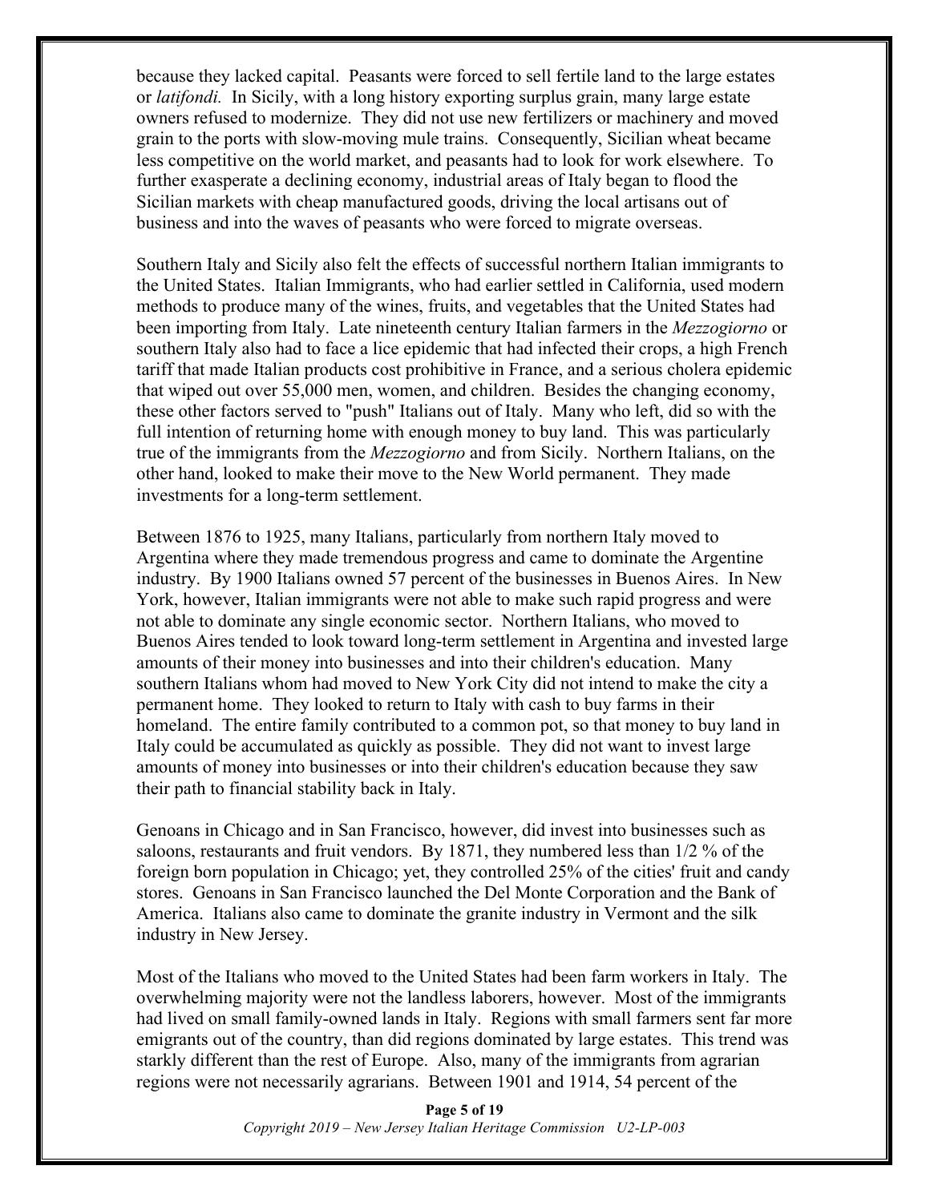because they lacked capital. Peasants were forced to sell fertile land to the large estates or *latifondi.* In Sicily, with a long history exporting surplus grain, many large estate owners refused to modernize. They did not use new fertilizers or machinery and moved grain to the ports with slow-moving mule trains. Consequently, Sicilian wheat became less competitive on the world market, and peasants had to look for work elsewhere. To further exasperate a declining economy, industrial areas of Italy began to flood the Sicilian markets with cheap manufactured goods, driving the local artisans out of business and into the waves of peasants who were forced to migrate overseas.

Southern Italy and Sicily also felt the effects of successful northern Italian immigrants to the United States. Italian Immigrants, who had earlier settled in California, used modern methods to produce many of the wines, fruits, and vegetables that the United States had been importing from Italy. Late nineteenth century Italian farmers in the *Mezzogiorno* or southern Italy also had to face a lice epidemic that had infected their crops, a high French tariff that made Italian products cost prohibitive in France, and a serious cholera epidemic that wiped out over 55,000 men, women, and children. Besides the changing economy, these other factors served to "push" Italians out of Italy. Many who left, did so with the full intention of returning home with enough money to buy land. This was particularly true of the immigrants from the *Mezzogiorno* and from Sicily. Northern Italians, on the other hand, looked to make their move to the New World permanent. They made investments for a long-term settlement.

Between 1876 to 1925, many Italians, particularly from northern Italy moved to Argentina where they made tremendous progress and came to dominate the Argentine industry. By 1900 Italians owned 57 percent of the businesses in Buenos Aires. In New York, however, Italian immigrants were not able to make such rapid progress and were not able to dominate any single economic sector. Northern Italians, who moved to Buenos Aires tended to look toward long-term settlement in Argentina and invested large amounts of their money into businesses and into their children's education. Many southern Italians whom had moved to New York City did not intend to make the city a permanent home. They looked to return to Italy with cash to buy farms in their homeland. The entire family contributed to a common pot, so that money to buy land in Italy could be accumulated as quickly as possible. They did not want to invest large amounts of money into businesses or into their children's education because they saw their path to financial stability back in Italy.

Genoans in Chicago and in San Francisco, however, did invest into businesses such as saloons, restaurants and fruit vendors. By 1871, they numbered less than 1/2 % of the foreign born population in Chicago; yet, they controlled 25% of the cities' fruit and candy stores. Genoans in San Francisco launched the Del Monte Corporation and the Bank of America. Italians also came to dominate the granite industry in Vermont and the silk industry in New Jersey.

Most of the Italians who moved to the United States had been farm workers in Italy. The overwhelming majority were not the landless laborers, however. Most of the immigrants had lived on small family-owned lands in Italy. Regions with small farmers sent far more emigrants out of the country, than did regions dominated by large estates. This trend was starkly different than the rest of Europe. Also, many of the immigrants from agrarian regions were not necessarily agrarians. Between 1901 and 1914, 54 percent of the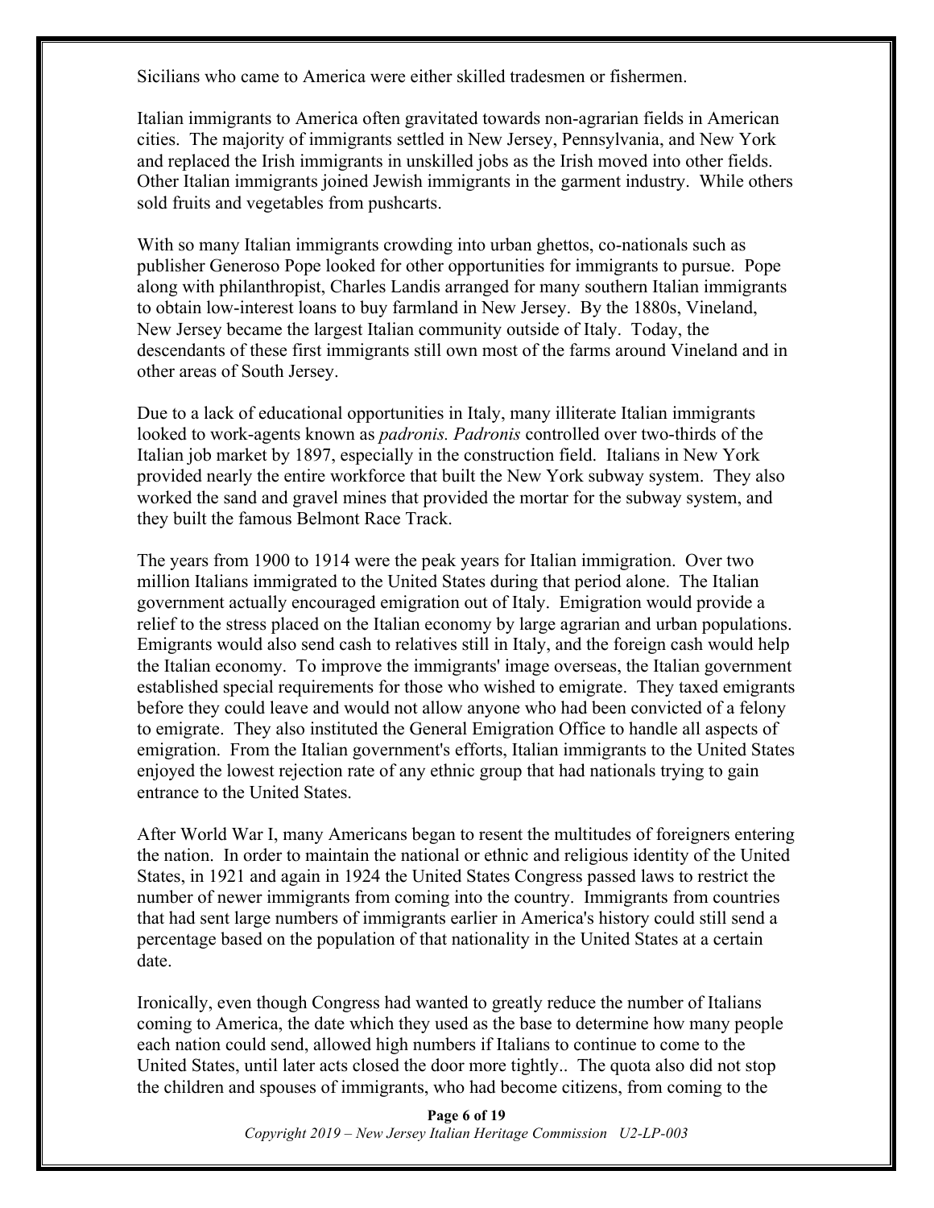Sicilians who came to America were either skilled tradesmen or fishermen.

Italian immigrants to America often gravitated towards non-agrarian fields in American cities. The majority of immigrants settled in New Jersey, Pennsylvania, and New York and replaced the Irish immigrants in unskilled jobs as the Irish moved into other fields. Other Italian immigrants joined Jewish immigrants in the garment industry. While others sold fruits and vegetables from pushcarts.

With so many Italian immigrants crowding into urban ghettos, co-nationals such as publisher Generoso Pope looked for other opportunities for immigrants to pursue. Pope along with philanthropist, Charles Landis arranged for many southern Italian immigrants to obtain low-interest loans to buy farmland in New Jersey. By the 1880s, Vineland, New Jersey became the largest Italian community outside of Italy. Today, the descendants of these first immigrants still own most of the farms around Vineland and in other areas of South Jersey.

Due to a lack of educational opportunities in Italy, many illiterate Italian immigrants looked to work-agents known as *padronis. Padronis* controlled over two-thirds of the Italian job market by 1897, especially in the construction field. Italians in New York provided nearly the entire workforce that built the New York subway system. They also worked the sand and gravel mines that provided the mortar for the subway system, and they built the famous Belmont Race Track.

The years from 1900 to 1914 were the peak years for Italian immigration. Over two million Italians immigrated to the United States during that period alone. The Italian government actually encouraged emigration out of Italy. Emigration would provide a relief to the stress placed on the Italian economy by large agrarian and urban populations. Emigrants would also send cash to relatives still in Italy, and the foreign cash would help the Italian economy. To improve the immigrants' image overseas, the Italian government established special requirements for those who wished to emigrate. They taxed emigrants before they could leave and would not allow anyone who had been convicted of a felony to emigrate. They also instituted the General Emigration Office to handle all aspects of emigration. From the Italian government's efforts, Italian immigrants to the United States enjoyed the lowest rejection rate of any ethnic group that had nationals trying to gain entrance to the United States.

After World War I, many Americans began to resent the multitudes of foreigners entering the nation. In order to maintain the national or ethnic and religious identity of the United States, in 1921 and again in 1924 the United States Congress passed laws to restrict the number of newer immigrants from coming into the country. Immigrants from countries that had sent large numbers of immigrants earlier in America's history could still send a percentage based on the population of that nationality in the United States at a certain date.

Ironically, even though Congress had wanted to greatly reduce the number of Italians coming to America, the date which they used as the base to determine how many people each nation could send, allowed high numbers if Italians to continue to come to the United States, until later acts closed the door more tightly.. The quota also did not stop the children and spouses of immigrants, who had become citizens, from coming to the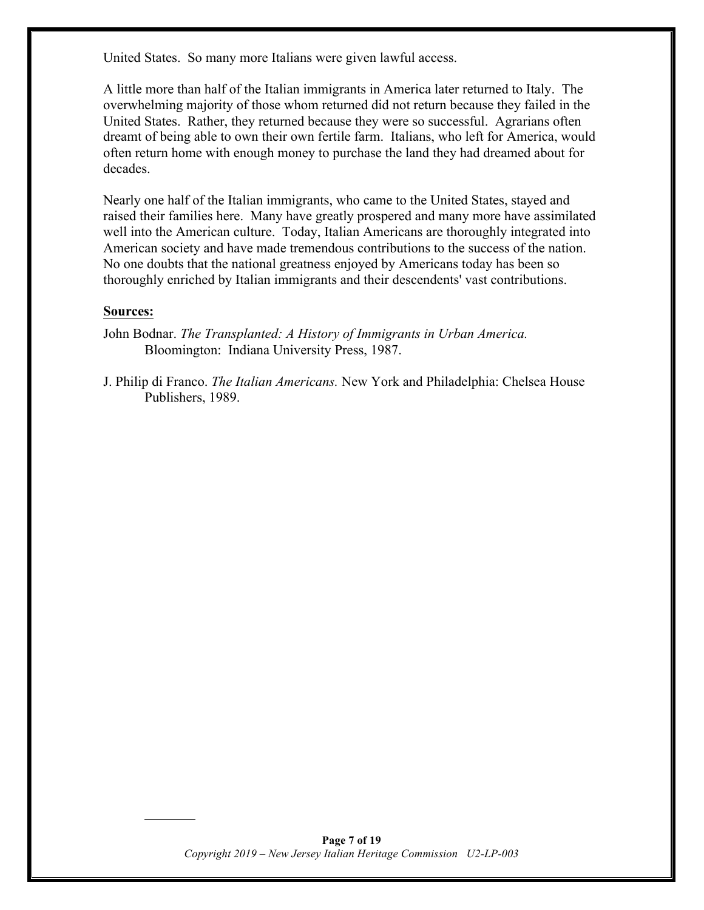United States. So many more Italians were given lawful access.

A little more than half of the Italian immigrants in America later returned to Italy. The overwhelming majority of those whom returned did not return because they failed in the United States. Rather, they returned because they were so successful. Agrarians often dreamt of being able to own their own fertile farm. Italians, who left for America, would often return home with enough money to purchase the land they had dreamed about for decades.

Nearly one half of the Italian immigrants, who came to the United States, stayed and raised their families here. Many have greatly prospered and many more have assimilated well into the American culture. Today, Italian Americans are thoroughly integrated into American society and have made tremendous contributions to the success of the nation. No one doubts that the national greatness enjoyed by Americans today has been so thoroughly enriched by Italian immigrants and their descendents' vast contributions.

**Sources:**

John Bodnar. *The Transplanted: A History of Immigrants in Urban America.* Bloomington: Indiana University Press, 1987.

J. Philip di Franco. *The Italian Americans.* New York and Philadelphia: Chelsea House Publishers, 1989.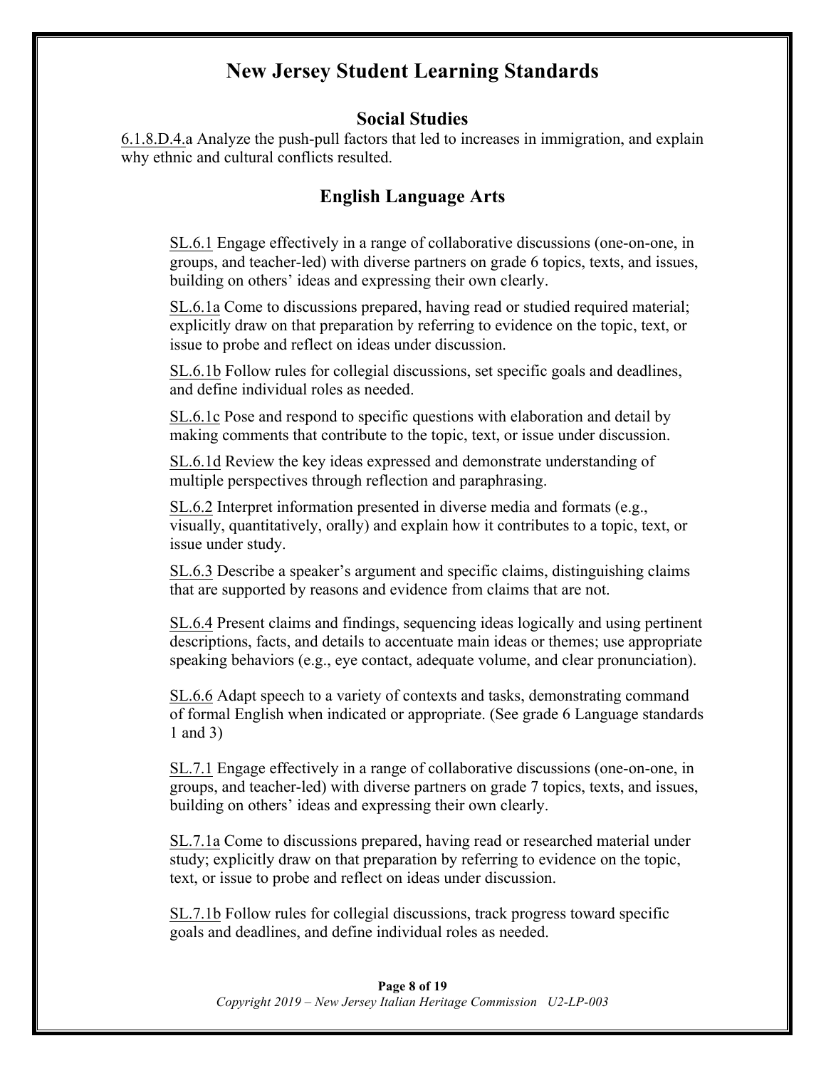# New Jersey Student Learning Standards

## Social Studies

6.1.8.D.4.a Analyze the push-pull factors that led to increases in immigration, and explain why ethnic and cultural conflicts resulted.

## English Language Arts

SL.6.1 Engage effectively in a range of collaborative discussions (one-on-one, in groups, and teacher-led) with diverse partners on grade 6 topics, texts, and issues, building on others' ideas and expressing their own clearly.

SL.6.1a Come to discussions prepared, having read or studied required material; explicitly draw on that preparation by referring to evidence on the topic, text, or issue to probe and reflect on ideas under discussion.

SL.6.1b Follow rules for collegial discussions, set specific goals and deadlines, and define individual roles as needed.

SL.6.1c Pose and respond to specific questions with elaboration and detail by making comments that contribute to the topic, text, or issue under discussion.

SL.6.1d Review the key ideas expressed and demonstrate understanding of multiple perspectives through reflection and paraphrasing.

SL.6.2 Interpret information presented in diverse media and formats (e.g., visually, quantitatively, orally) and explain how it contributes to a topic, text, or issue under study.

SL.6.3 Describe a speaker's argument and specific claims, distinguishing claims that are supported by reasons and evidence from claims that are not.

SL.6.4 Present claims and findings, sequencing ideas logically and using pertinent descriptions, facts, and details to accentuate main ideas or themes; use appropriate speaking behaviors (e.g., eye contact, adequate volume, and clear pronunciation).

SL.6.6 Adapt speech to a variety of contexts and tasks, demonstrating command of formal English when indicated or appropriate. (See grade 6 Language standards 1 and 3)

SL.7.1 Engage effectively in a range of collaborative discussions (one-on-one, in groups, and teacher-led) with diverse partners on grade 7 topics, texts, and issues, building on others' ideas and expressing their own clearly.

SL.7.1a Come to discussions prepared, having read or researched material under study; explicitly draw on that preparation by referring to evidence on the topic, text, or issue to probe and reflect on ideas under discussion.

SL.7.1b Follow rules for collegial discussions, track progress toward specific goals and deadlines, and define individual roles as needed.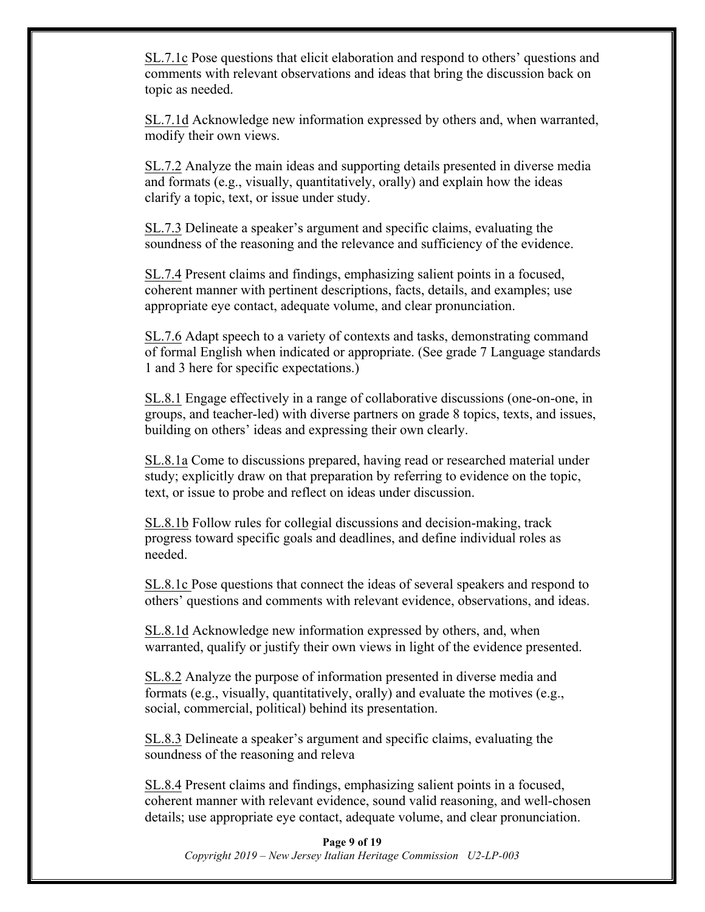SL.7.1c Pose questions that elicit elaboration and respond to others' questions and comments with relevant observations and ideas that bring the discussion back on topic as needed.

SL.7.1d Acknowledge new information expressed by others and, when warranted, modify their own views.

SL.7.2 Analyze the main ideas and supporting details presented in diverse media and formats (e.g., visually, quantitatively, orally) and explain how the ideas clarify a topic, text, or issue under study.

SL.7.3 Delineate a speaker's argument and specific claims, evaluating the soundness of the reasoning and the relevance and sufficiency of the evidence.

SL.7.4 Present claims and findings, emphasizing salient points in a focused, coherent manner with pertinent descriptions, facts, details, and examples; use appropriate eye contact, adequate volume, and clear pronunciation.

SL.7.6 Adapt speech to a variety of contexts and tasks, demonstrating command of formal English when indicated or appropriate. (See grade 7 Language standards 1 and 3 here for specific expectations.)

SL.8.1 Engage effectively in a range of collaborative discussions (one-on-one, in groups, and teacher-led) with diverse partners on grade 8 topics, texts, and issues, building on others' ideas and expressing their own clearly.

SL.8.1a Come to discussions prepared, having read or researched material under study; explicitly draw on that preparation by referring to evidence on the topic, text, or issue to probe and reflect on ideas under discussion.

SL.8.1b Follow rules for collegial discussions and decision-making, track progress toward specific goals and deadlines, and define individual roles as needed.

SL.8.1c Pose questions that connect the ideas of several speakers and respond to others' questions and comments with relevant evidence, observations, and ideas.

SL.8.1d Acknowledge new information expressed by others, and, when warranted, qualify or justify their own views in light of the evidence presented.

SL.8.2 Analyze the purpose of information presented in diverse media and formats (e.g., visually, quantitatively, orally) and evaluate the motives (e.g., social, commercial, political) behind its presentation.

SL.8.3 Delineate a speaker's argument and specific claims, evaluating the soundness of the reasoning and releva

SL.8.4 Present claims and findings, emphasizing salient points in a focused, coherent manner with relevant evidence, sound valid reasoning, and well-chosen details; use appropriate eye contact, adequate volume, and clear pronunciation.

*Copyright 2019 – New Jersey Italian Heritage Commission U2-LP-003*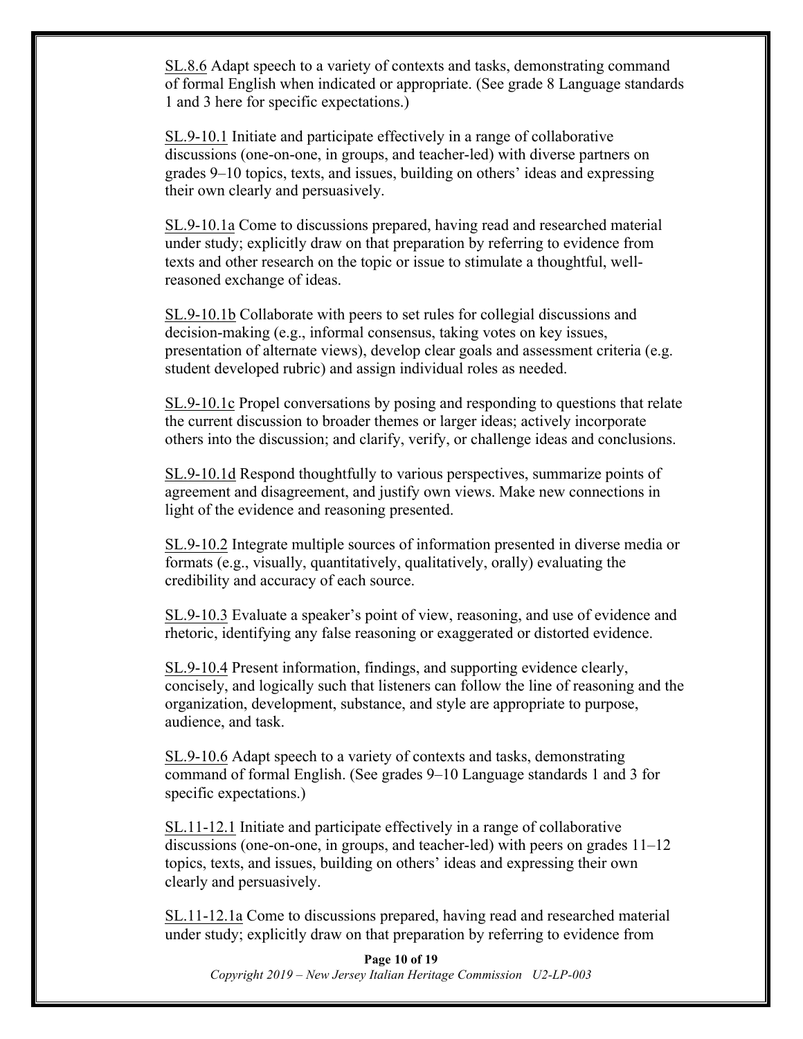SL.8.6 Adapt speech to a variety of contexts and tasks, demonstrating command of formal English when indicated or appropriate. (See grade 8 Language standards 1 and 3 here for specific expectations.)

SL.9-10.1 Initiate and participate effectively in a range of collaborative discussions (one-on-one, in groups, and teacher-led) with diverse partners on grades 9–10 topics, texts, and issues, building on others' ideas and expressing their own clearly and persuasively.

SL.9-10.1a Come to discussions prepared, having read and researched material under study; explicitly draw on that preparation by referring to evidence from texts and other research on the topic or issue to stimulate a thoughtful, well-reasoned exchange of ideas.

SL.9-10.1b Collaborate with peers to set rules for collegial discussions and decision-making (e.g., informal consensus, taking votes on key issues, presentation of alternate views), develop clear goals and assessment criteria (e.g. student developed rubric) and assign individual roles as needed.

SL.9-10.1c Propel conversations by posing and responding to questions that relate the current discussion to broader themes or larger ideas; actively incorporate others into the discussion; and clarify, verify, or challenge ideas and conclusions.

SL.9-10.1d Respond thoughtfully to various perspectives, summarize points of agreement and disagreement, and justify own views. Make new connections in light of the evidence and reasoning presented.

SL.9-10.2 Integrate multiple sources of information presented in diverse media or formats (e.g., visually, quantitatively, qualitatively, orally) evaluating the credibility and accuracy of each source.

SL.9-10.3 Evaluate a speaker's point of view, reasoning, and use of evidence and rhetoric, identifying any false reasoning or exaggerated or distorted evidence.

SL.9-10.4 Present information, findings, and supporting evidence clearly, concisely, and logically such that listeners can follow the line of reasoning and the organization, development, substance, and style are appropriate to purpose, audience, and task.

SL.9-10.6 Adapt speech to a variety of contexts and tasks, demonstrating command of formal English. (See grades 9–10 Language standards 1 and 3 for specific expectations.)

SL.11-12.1 Initiate and participate effectively in a range of collaborative discussions (one-on-one, in groups, and teacher-led) with peers on grades 11–12 topics, texts, and issues, building on others' ideas and expressing their own clearly and persuasively.

SL.11-12.1a Come to discussions prepared, having read and researched material under study; explicitly draw on that preparation by referring to evidence from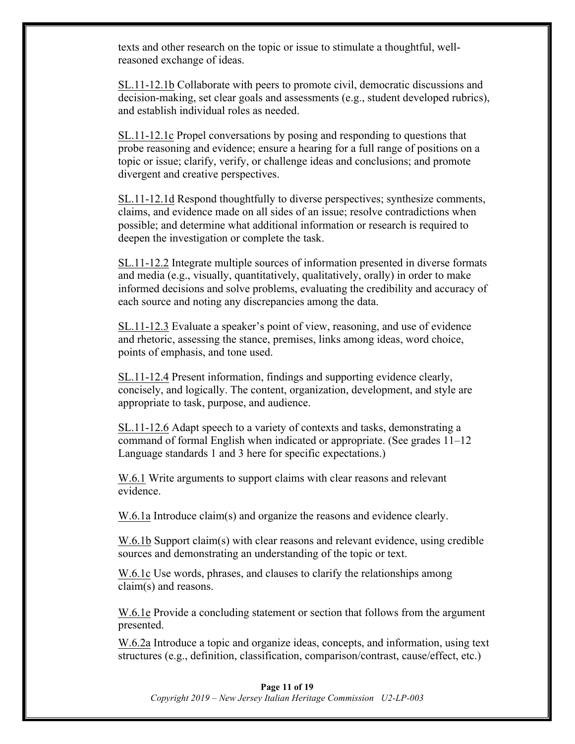texts and other research on the topic or issue to stimulate a thoughtful, well-reasoned exchange of ideas.

SL.11-12.1b Collaborate with peers to promote civil, democratic discussions and decision-making, set clear goals and assessments (e.g., student developed rubrics), and establish individual roles as needed.

SL.11-12.1c Propel conversations by posing and responding to questions that probe reasoning and evidence; ensure a hearing for a full range of positions on a topic or issue; clarify, verify, or challenge ideas and conclusions; and promote divergent and creative perspectives.

SL.11-12.1d Respond thoughtfully to diverse perspectives; synthesize comments, claims, and evidence made on all sides of an issue; resolve contradictions when possible; and determine what additional information or research is required to deepen the investigation or complete the task.

SL.11-12.2 Integrate multiple sources of information presented in diverse formats and media (e.g., visually, quantitatively, qualitatively, orally) in order to make informed decisions and solve problems, evaluating the credibility and accuracy of each source and noting any discrepancies among the data.

SL.11-12.3 Evaluate a speaker's point of view, reasoning, and use of evidence and rhetoric, assessing the stance, premises, links among ideas, word choice, points of emphasis, and tone used.

SL.11-12.4 Present information, findings and supporting evidence clearly, concisely, and logically. The content, organization, development, and style are appropriate to task, purpose, and audience.

SL.11-12.6 Adapt speech to a variety of contexts and tasks, demonstrating a command of formal English when indicated or appropriate. (See grades 11–12 Language standards 1 and 3 here for specific expectations.)

W.6.1 Write arguments to support claims with clear reasons and relevant evidence.

W.6.1a Introduce claim(s) and organize the reasons and evidence clearly.

W.6.1b Support claim(s) with clear reasons and relevant evidence, using credible sources and demonstrating an understanding of the topic or text.

W.6.1c Use words, phrases, and clauses to clarify the relationships among claim(s) and reasons.

W.6.1e Provide a concluding statement or section that follows from the argument presented.

W.6.2a Introduce a topic and organize ideas, concepts, and information, using text structures (e.g., definition, classification, comparison/contrast, cause/effect, etc.)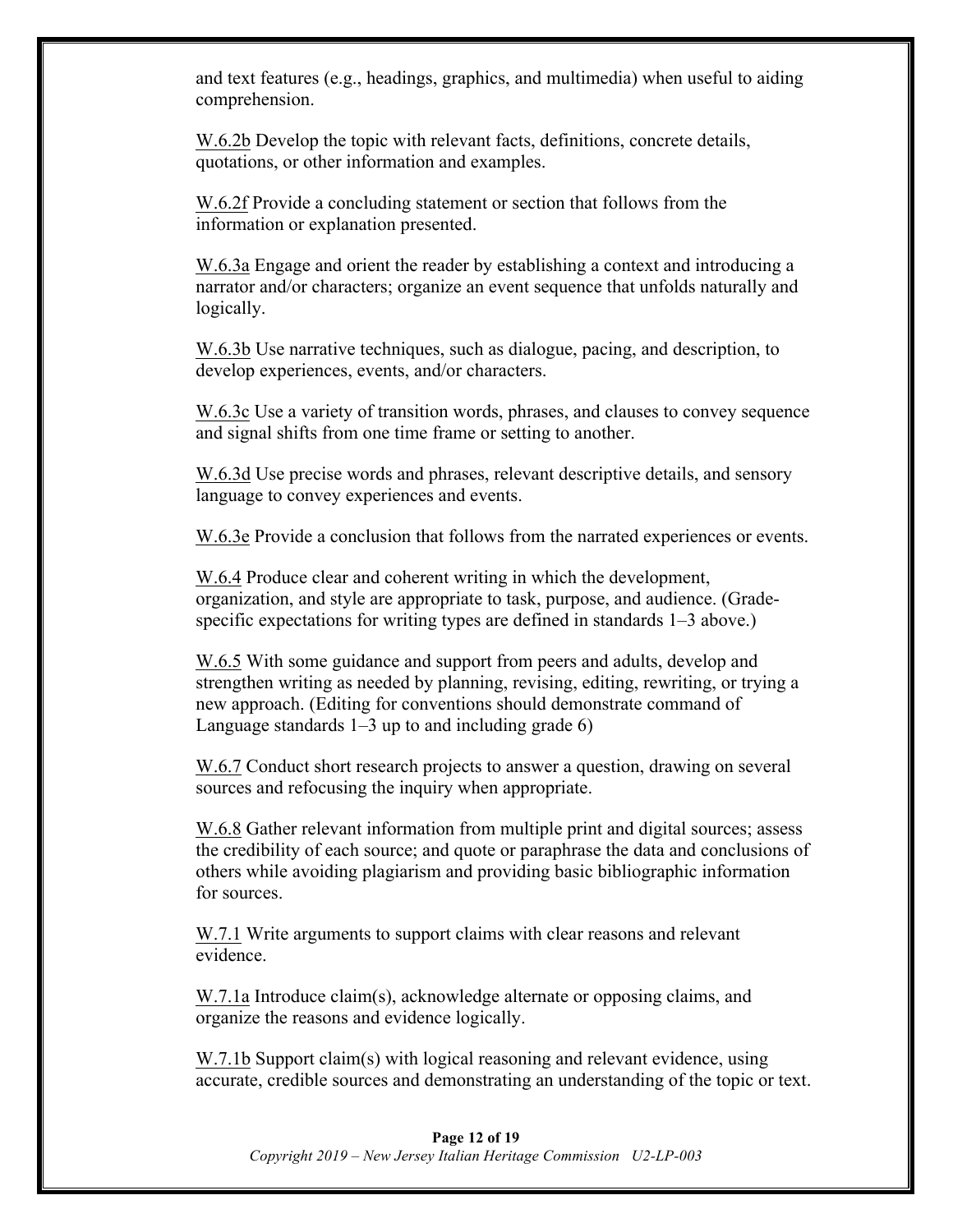and text features (e.g., headings, graphics, and multimedia) when useful to aiding comprehension.

W.6.2b Develop the topic with relevant facts, definitions, concrete details, quotations, or other information and examples.

W.6.2f Provide a concluding statement or section that follows from the information or explanation presented.

W.6.3a Engage and orient the reader by establishing a context and introducing a narrator and/or characters; organize an event sequence that unfolds naturally and logically.

W.6.3b Use narrative techniques, such as dialogue, pacing, and description, to develop experiences, events, and/or characters.

W.6.3c Use a variety of transition words, phrases, and clauses to convey sequence and signal shifts from one time frame or setting to another.

W.6.3d Use precise words and phrases, relevant descriptive details, and sensory language to convey experiences and events.

W.6.3e Provide a conclusion that follows from the narrated experiences or events.

W.6.4 Produce clear and coherent writing in which the development, organization, and style are appropriate to task, purpose, and audience. (Grade-specific expectations for writing types are defined in standards 1–3 above.)

W.6.5 With some guidance and support from peers and adults, develop and strengthen writing as needed by planning, revising, editing, rewriting, or trying a new approach. (Editing for conventions should demonstrate command of Language standards 1–3 up to and including grade 6)

W.6.7 Conduct short research projects to answer a question, drawing on several sources and refocusing the inquiry when appropriate.

W.6.8 Gather relevant information from multiple print and digital sources; assess the credibility of each source; and quote or paraphrase the data and conclusions of others while avoiding plagiarism and providing basic bibliographic information for sources.

W.7.1 Write arguments to support claims with clear reasons and relevant evidence.

W.7.1a Introduce claim(s), acknowledge alternate or opposing claims, and organize the reasons and evidence logically.

W.7.1b Support claim(s) with logical reasoning and relevant evidence, using accurate, credible sources and demonstrating an understanding of the topic or text.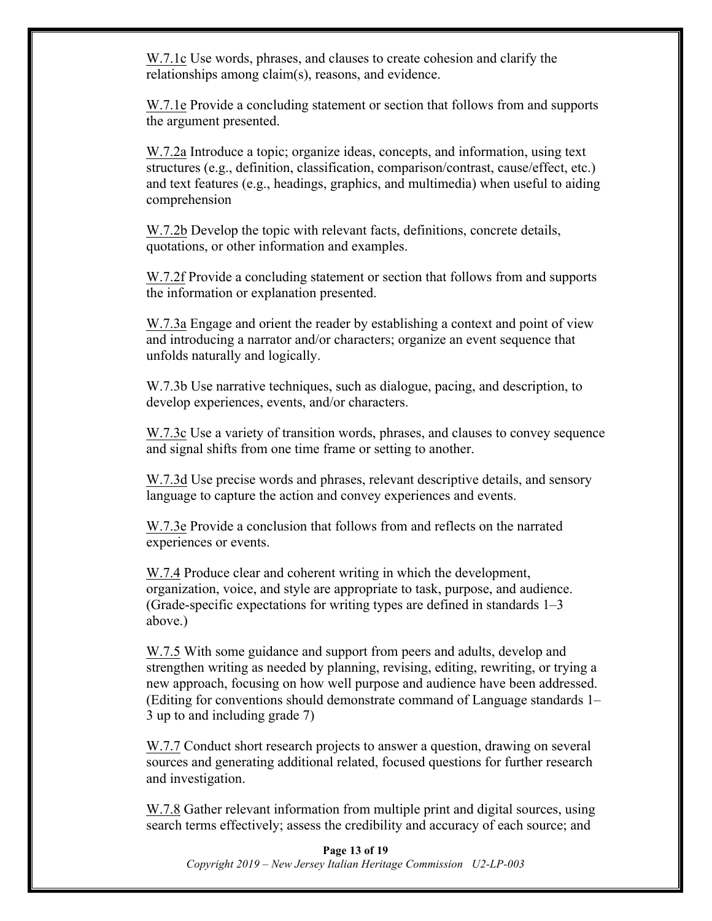W.7.1c Use words, phrases, and clauses to create cohesion and clarify the relationships among claim(s), reasons, and evidence.

W.7.1e Provide a concluding statement or section that follows from and supports the argument presented.

W.7.2a Introduce a topic; organize ideas, concepts, and information, using text structures (e.g., definition, classification, comparison/contrast, cause/effect, etc.) and text features (e.g., headings, graphics, and multimedia) when useful to aiding comprehension

W.7.2b Develop the topic with relevant facts, definitions, concrete details, quotations, or other information and examples.

W.7.2f Provide a concluding statement or section that follows from and supports the information or explanation presented.

W.7.3a Engage and orient the reader by establishing a context and point of view and introducing a narrator and/or characters; organize an event sequence that unfolds naturally and logically.

W.7.3b Use narrative techniques, such as dialogue, pacing, and description, to develop experiences, events, and/or characters.

W.7.3c Use a variety of transition words, phrases, and clauses to convey sequence and signal shifts from one time frame or setting to another.

W.7.3d Use precise words and phrases, relevant descriptive details, and sensory language to capture the action and convey experiences and events.

W.7.3e Provide a conclusion that follows from and reflects on the narrated experiences or events.

W.7.4 Produce clear and coherent writing in which the development, organization, voice, and style are appropriate to task, purpose, and audience. (Grade-specific expectations for writing types are defined in standards 1–3 above.)

W.7.5 With some guidance and support from peers and adults, develop and strengthen writing as needed by planning, revising, editing, rewriting, or trying a new approach, focusing on how well purpose and audience have been addressed. (Editing for conventions should demonstrate command of Language standards 1–3 up to and including grade 7)

W.7.7 Conduct short research projects to answer a question, drawing on several sources and generating additional related, focused questions for further research and investigation.

W.7.8 Gather relevant information from multiple print and digital sources, using search terms effectively; assess the credibility and accuracy of each source; and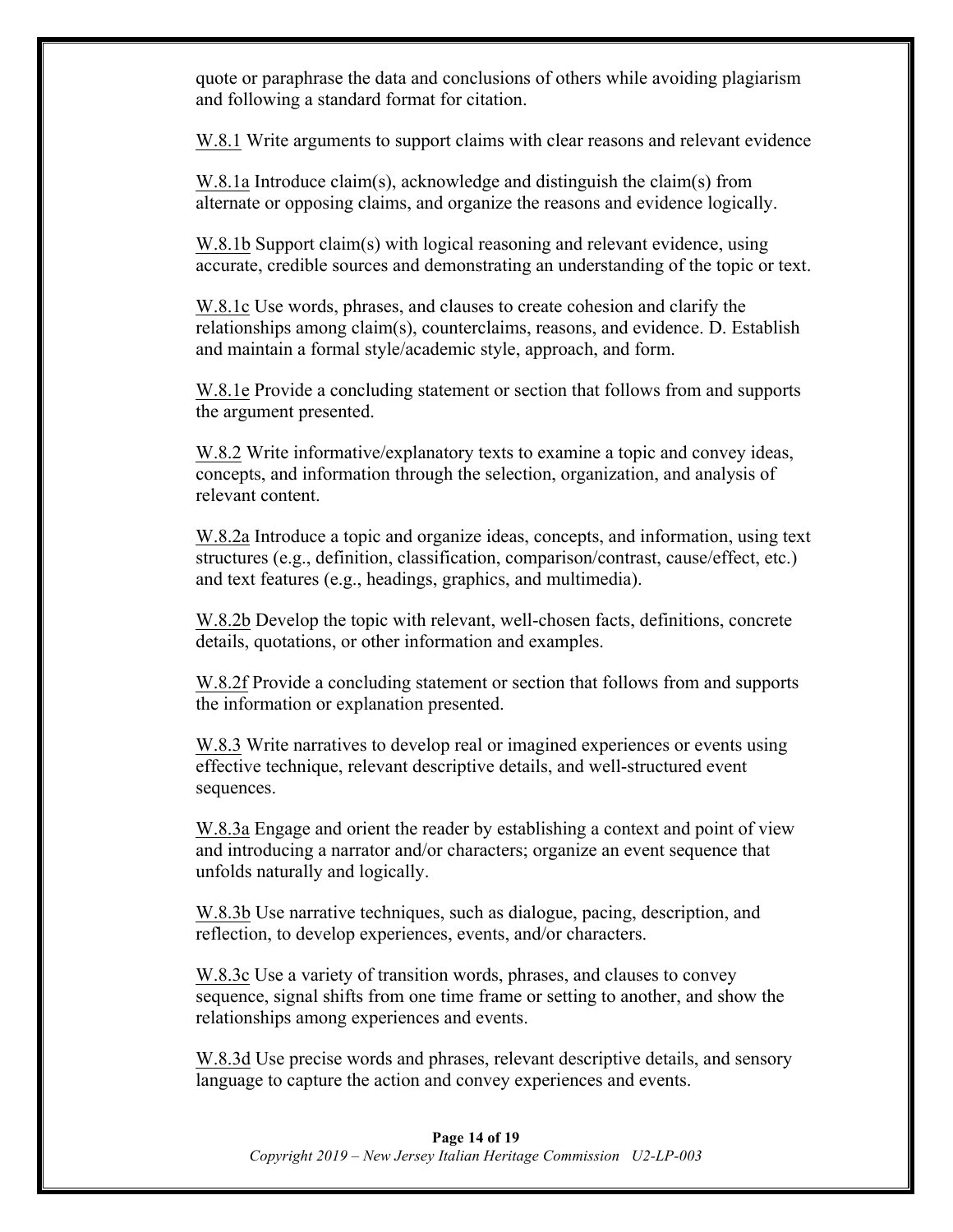quote or paraphrase the data and conclusions of others while avoiding plagiarism and following a standard format for citation.

W.8.1 Write arguments to support claims with clear reasons and relevant evidence

W.8.1a Introduce claim(s), acknowledge and distinguish the claim(s) from alternate or opposing claims, and organize the reasons and evidence logically.

W.8.1b Support claim(s) with logical reasoning and relevant evidence, using accurate, credible sources and demonstrating an understanding of the topic or text.

W.8.1c Use words, phrases, and clauses to create cohesion and clarify the relationships among claim(s), counterclaims, reasons, and evidence. D. Establish and maintain a formal style/academic style, approach, and form.

W.8.1e Provide a concluding statement or section that follows from and supports the argument presented.

W.8.2 Write informative/explanatory texts to examine a topic and convey ideas, concepts, and information through the selection, organization, and analysis of relevant content.

W.8.2a Introduce a topic and organize ideas, concepts, and information, using text structures (e.g., definition, classification, comparison/contrast, cause/effect, etc.) and text features (e.g., headings, graphics, and multimedia).

W.8.2b Develop the topic with relevant, well-chosen facts, definitions, concrete details, quotations, or other information and examples.

W.8.2f Provide a concluding statement or section that follows from and supports the information or explanation presented.

W.8.3 Write narratives to develop real or imagined experiences or events using effective technique, relevant descriptive details, and well-structured event sequences.

W.8.3a Engage and orient the reader by establishing a context and point of view and introducing a narrator and/or characters; organize an event sequence that unfolds naturally and logically.

W.8.3b Use narrative techniques, such as dialogue, pacing, description, and reflection, to develop experiences, events, and/or characters.

W.8.3c Use a variety of transition words, phrases, and clauses to convey sequence, signal shifts from one time frame or setting to another, and show the relationships among experiences and events.

W.8.3d Use precise words and phrases, relevant descriptive details, and sensory language to capture the action and convey experiences and events.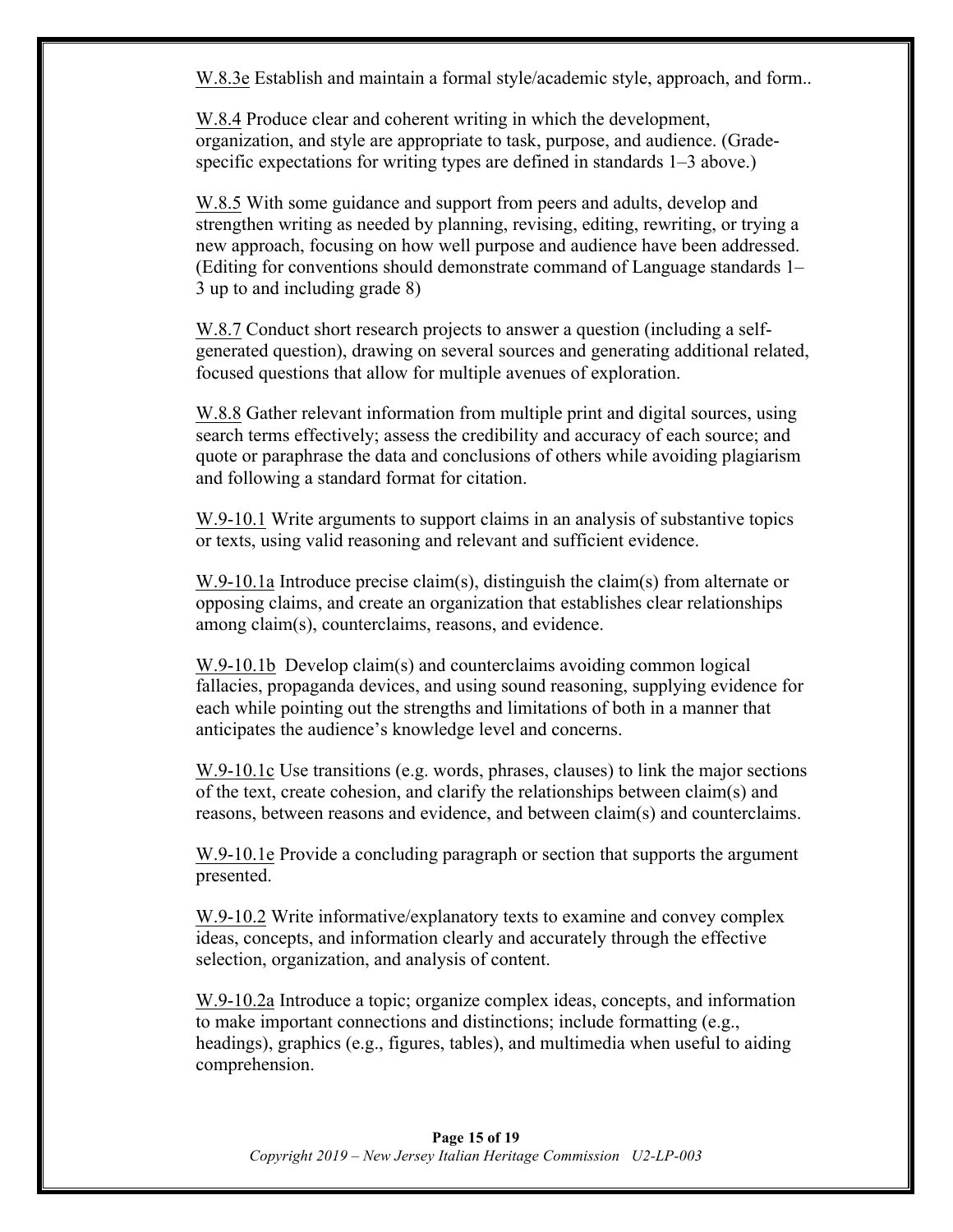<u>W.8.3e</u> Establish and maintain a formal style/academic style, approach, and form..

<u>W.8.4</u> Produce clear and coherent writing in which the development, organization, and style are appropriate to task, purpose, and audience. (Grade-specific expectations for writing types are defined in standards 1–3 above.)

<u>W.8.5</u> With some guidance and support from peers and adults, develop and strengthen writing as needed by planning, revising, editing, rewriting, or trying a new approach, focusing on how well purpose and audience have been addressed. (Editing for conventions should demonstrate command of Language standards 1–3 up to and including grade 8)

<u>W.8.7</u> Conduct short research projects to answer a question (including a self-generated question), drawing on several sources and generating additional related, focused questions that allow for multiple avenues of exploration.

<u>W.8.8</u> Gather relevant information from multiple print and digital sources, using search terms effectively; assess the credibility and accuracy of each source; and quote or paraphrase the data and conclusions of others while avoiding plagiarism and following a standard format for citation.

<u>W.9-10.1</u> Write arguments to support claims in an analysis of substantive topics or texts, using valid reasoning and relevant and sufficient evidence.

<u>W.9-10.1a</u> Introduce precise claim(s), distinguish the claim(s) from alternate or opposing claims, and create an organization that establishes clear relationships among claim(s), counterclaims, reasons, and evidence.

<u>W.9-10.1b</u> Develop claim(s) and counterclaims avoiding common logical fallacies, propaganda devices, and using sound reasoning, supplying evidence for each while pointing out the strengths and limitations of both in a manner that anticipates the audience's knowledge level and concerns.

<u>W.9-10.1c</u> Use transitions (e.g. words, phrases, clauses) to link the major sections of the text, create cohesion, and clarify the relationships between claim(s) and reasons, between reasons and evidence, and between claim(s) and counterclaims.

<u>W.9-10.1e</u> Provide a concluding paragraph or section that supports the argument presented.

<u>W.9-10.2</u> Write informative/explanatory texts to examine and convey complex ideas, concepts, and information clearly and accurately through the effective selection, organization, and analysis of content.

<u>W.9-10.2a</u> Introduce a topic; organize complex ideas, concepts, and information to make important connections and distinctions; include formatting (e.g., headings), graphics (e.g., figures, tables), and multimedia when useful to aiding comprehension.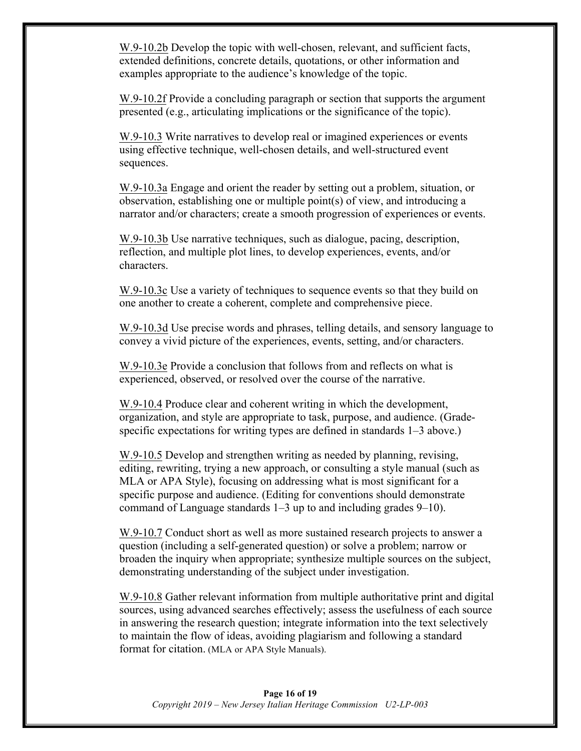W.9-10.2b Develop the topic with well-chosen, relevant, and sufficient facts, extended definitions, concrete details, quotations, or other information and examples appropriate to the audience's knowledge of the topic.

W.9-10.2f Provide a concluding paragraph or section that supports the argument presented (e.g., articulating implications or the significance of the topic).

W.9-10.3 Write narratives to develop real or imagined experiences or events using effective technique, well-chosen details, and well-structured event sequences.

W.9-10.3a Engage and orient the reader by setting out a problem, situation, or observation, establishing one or multiple point(s) of view, and introducing a narrator and/or characters; create a smooth progression of experiences or events.

W.9-10.3b Use narrative techniques, such as dialogue, pacing, description, reflection, and multiple plot lines, to develop experiences, events, and/or characters.

W.9-10.3c Use a variety of techniques to sequence events so that they build on one another to create a coherent, complete and comprehensive piece.

W.9-10.3d Use precise words and phrases, telling details, and sensory language to convey a vivid picture of the experiences, events, setting, and/or characters.

W.9-10.3e Provide a conclusion that follows from and reflects on what is experienced, observed, or resolved over the course of the narrative.

W.9-10.4 Produce clear and coherent writing in which the development, organization, and style are appropriate to task, purpose, and audience. (Grade-specific expectations for writing types are defined in standards 1–3 above.)

W.9-10.5 Develop and strengthen writing as needed by planning, revising, editing, rewriting, trying a new approach, or consulting a style manual (such as MLA or APA Style), focusing on addressing what is most significant for a specific purpose and audience. (Editing for conventions should demonstrate command of Language standards 1–3 up to and including grades 9–10).

W.9-10.7 Conduct short as well as more sustained research projects to answer a question (including a self-generated question) or solve a problem; narrow or broaden the inquiry when appropriate; synthesize multiple sources on the subject, demonstrating understanding of the subject under investigation.

W.9-10.8 Gather relevant information from multiple authoritative print and digital sources, using advanced searches effectively; assess the usefulness of each source in answering the research question; integrate information into the text selectively to maintain the flow of ideas, avoiding plagiarism and following a standard format for citation. (MLA or APA Style Manuals).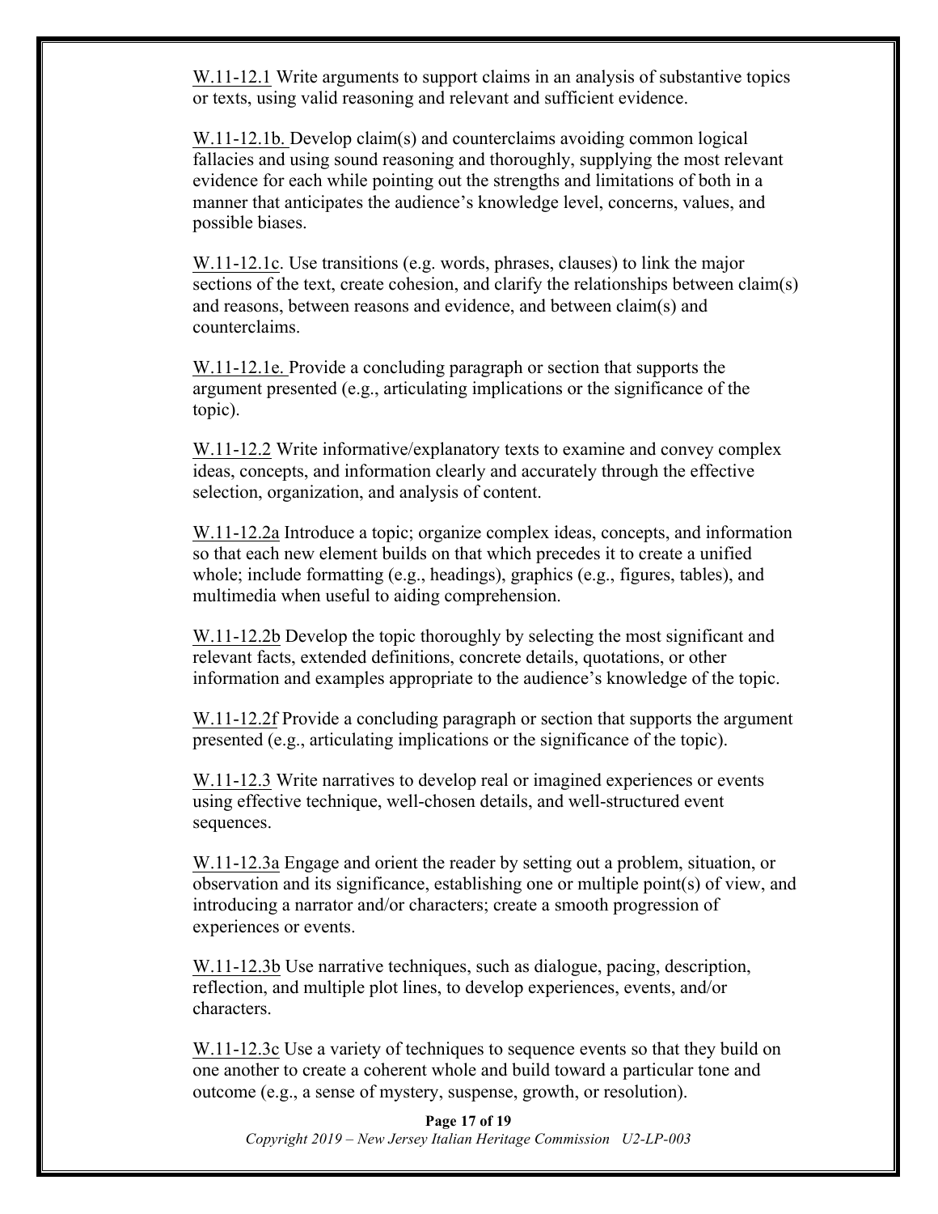W.11-12.1 Write arguments to support claims in an analysis of substantive topics or texts, using valid reasoning and relevant and sufficient evidence.

W.11-12.1b. Develop claim(s) and counterclaims avoiding common logical fallacies and using sound reasoning and thoroughly, supplying the most relevant evidence for each while pointing out the strengths and limitations of both in a manner that anticipates the audience's knowledge level, concerns, values, and possible biases.

W.11-12.1c. Use transitions (e.g. words, phrases, clauses) to link the major sections of the text, create cohesion, and clarify the relationships between claim(s) and reasons, between reasons and evidence, and between claim(s) and counterclaims.

W.11-12.1e. Provide a concluding paragraph or section that supports the argument presented (e.g., articulating implications or the significance of the topic).

W.11-12.2 Write informative/explanatory texts to examine and convey complex ideas, concepts, and information clearly and accurately through the effective selection, organization, and analysis of content.

W.11-12.2a Introduce a topic; organize complex ideas, concepts, and information so that each new element builds on that which precedes it to create a unified whole; include formatting (e.g., headings), graphics (e.g., figures, tables), and multimedia when useful to aiding comprehension.

W.11-12.2b Develop the topic thoroughly by selecting the most significant and relevant facts, extended definitions, concrete details, quotations, or other information and examples appropriate to the audience's knowledge of the topic.

W.11-12.2f Provide a concluding paragraph or section that supports the argument presented (e.g., articulating implications or the significance of the topic).

W.11-12.3 Write narratives to develop real or imagined experiences or events using effective technique, well-chosen details, and well-structured event sequences.

W.11-12.3a Engage and orient the reader by setting out a problem, situation, or observation and its significance, establishing one or multiple point(s) of view, and introducing a narrator and/or characters; create a smooth progression of experiences or events.

W.11-12.3b Use narrative techniques, such as dialogue, pacing, description, reflection, and multiple plot lines, to develop experiences, events, and/or characters.

W.11-12.3c Use a variety of techniques to sequence events so that they build on one another to create a coherent whole and build toward a particular tone and outcome (e.g., a sense of mystery, suspense, growth, or resolution).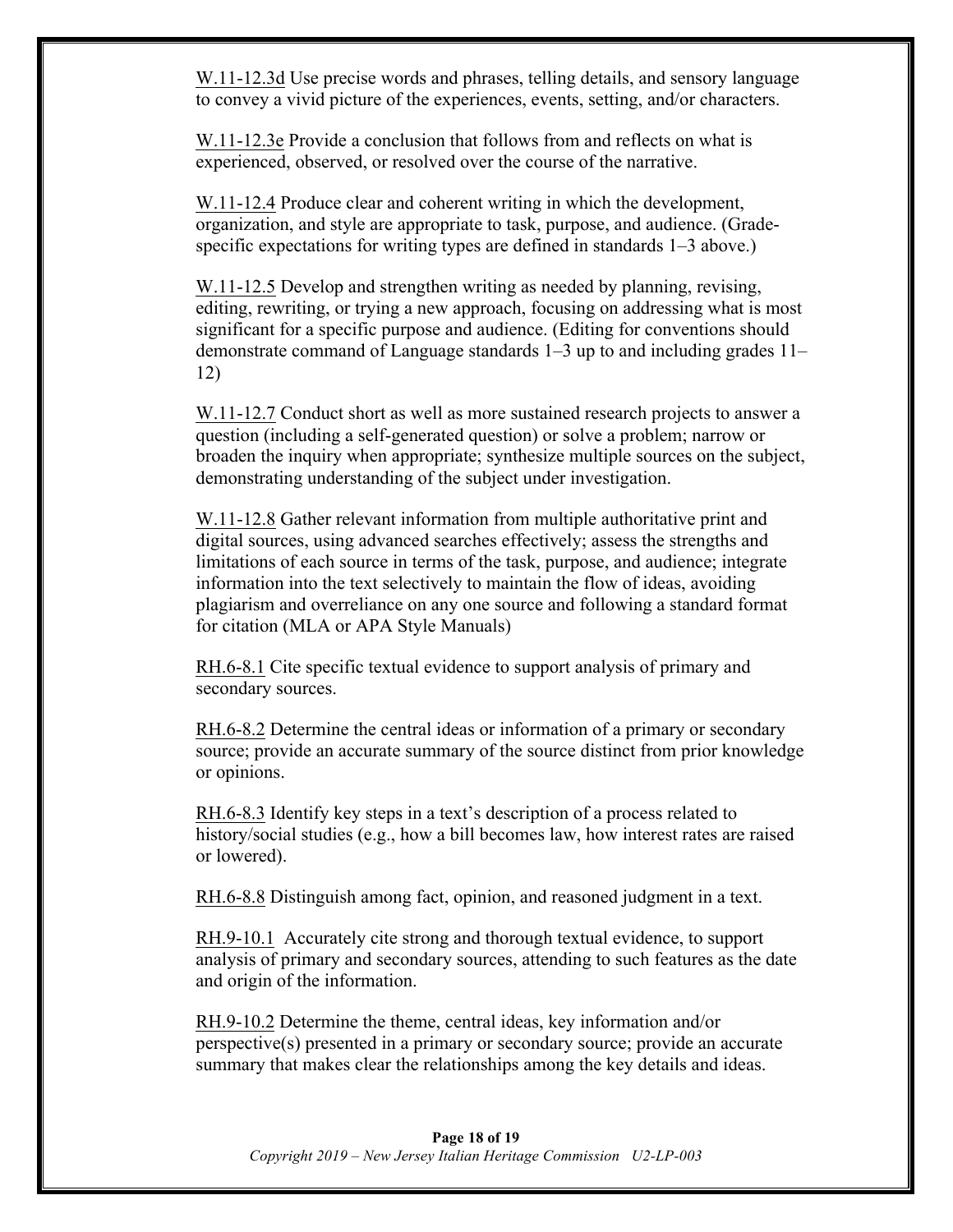W.11-12.3d Use precise words and phrases, telling details, and sensory language to convey a vivid picture of the experiences, events, setting, and/or characters.

W.11-12.3e Provide a conclusion that follows from and reflects on what is experienced, observed, or resolved over the course of the narrative.

W.11-12.4 Produce clear and coherent writing in which the development, organization, and style are appropriate to task, purpose, and audience. (Grade-specific expectations for writing types are defined in standards 1–3 above.)

W.11-12.5 Develop and strengthen writing as needed by planning, revising, editing, rewriting, or trying a new approach, focusing on addressing what is most significant for a specific purpose and audience. (Editing for conventions should demonstrate command of Language standards 1–3 up to and including grades 11–12)

W.11-12.7 Conduct short as well as more sustained research projects to answer a question (including a self-generated question) or solve a problem; narrow or broaden the inquiry when appropriate; synthesize multiple sources on the subject, demonstrating understanding of the subject under investigation.

W.11-12.8 Gather relevant information from multiple authoritative print and digital sources, using advanced searches effectively; assess the strengths and limitations of each source in terms of the task, purpose, and audience; integrate information into the text selectively to maintain the flow of ideas, avoiding plagiarism and overreliance on any one source and following a standard format for citation (MLA or APA Style Manuals)

RH.6-8.1 Cite specific textual evidence to support analysis of primary and secondary sources.

RH.6-8.2 Determine the central ideas or information of a primary or secondary source; provide an accurate summary of the source distinct from prior knowledge or opinions.

RH.6-8.3 Identify key steps in a text's description of a process related to history/social studies (e.g., how a bill becomes law, how interest rates are raised or lowered).

RH.6-8.8 Distinguish among fact, opinion, and reasoned judgment in a text.

RH.9-10.1 Accurately cite strong and thorough textual evidence, to support analysis of primary and secondary sources, attending to such features as the date and origin of the information.

RH.9-10.2 Determine the theme, central ideas, key information and/or perspective(s) presented in a primary or secondary source; provide an accurate summary that makes clear the relationships among the key details and ideas.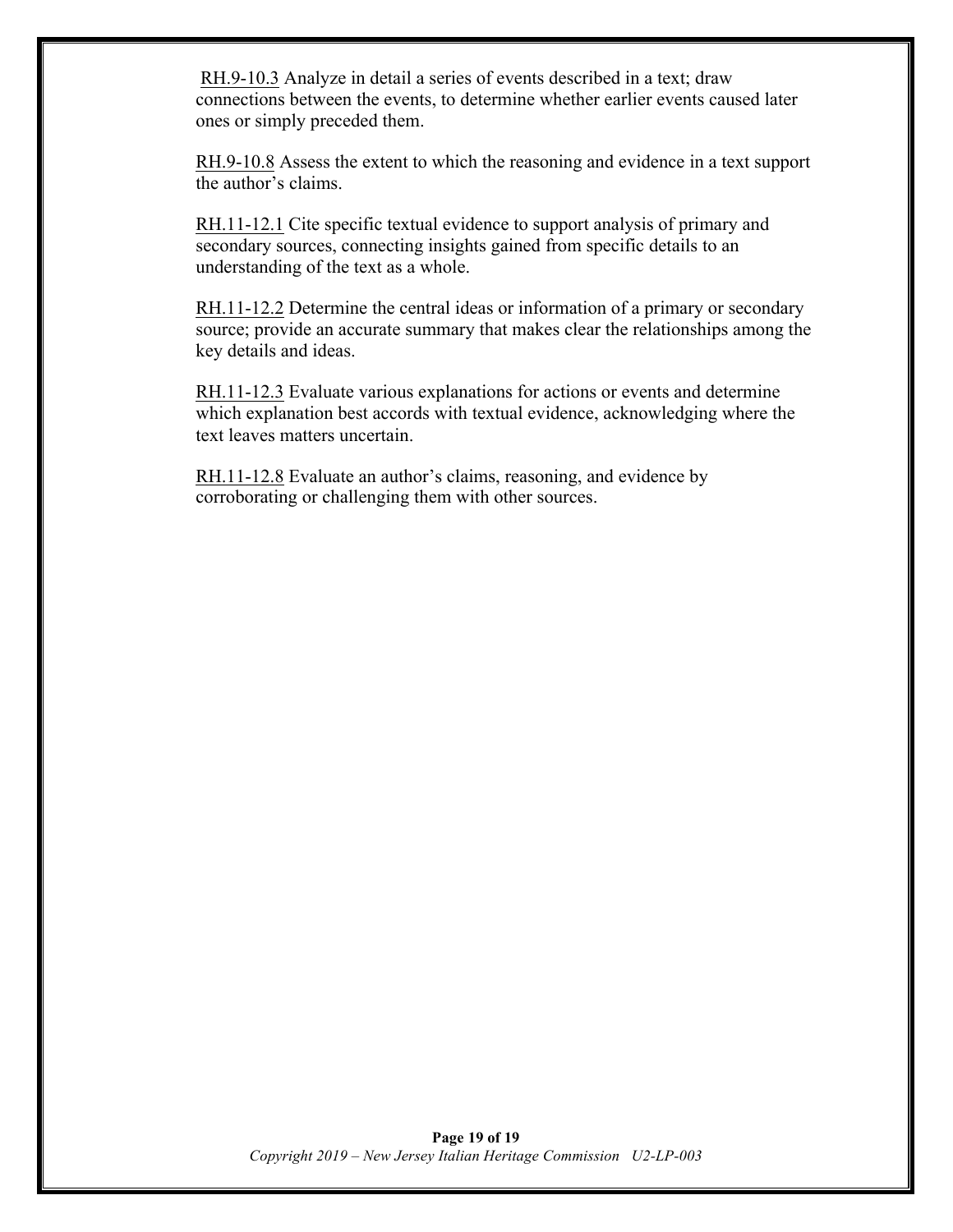RH.9-10.3 Analyze in detail a series of events described in a text; draw connections between the events, to determine whether earlier events caused later ones or simply preceded them.

RH.9-10.8 Assess the extent to which the reasoning and evidence in a text support the author's claims.

RH.11-12.1 Cite specific textual evidence to support analysis of primary and secondary sources, connecting insights gained from specific details to an understanding of the text as a whole.

RH.11-12.2 Determine the central ideas or information of a primary or secondary source; provide an accurate summary that makes clear the relationships among the key details and ideas.

RH.11-12.3 Evaluate various explanations for actions or events and determine which explanation best accords with textual evidence, acknowledging where the text leaves matters uncertain.

RH.11-12.8 Evaluate an author's claims, reasoning, and evidence by corroborating or challenging them with other sources.